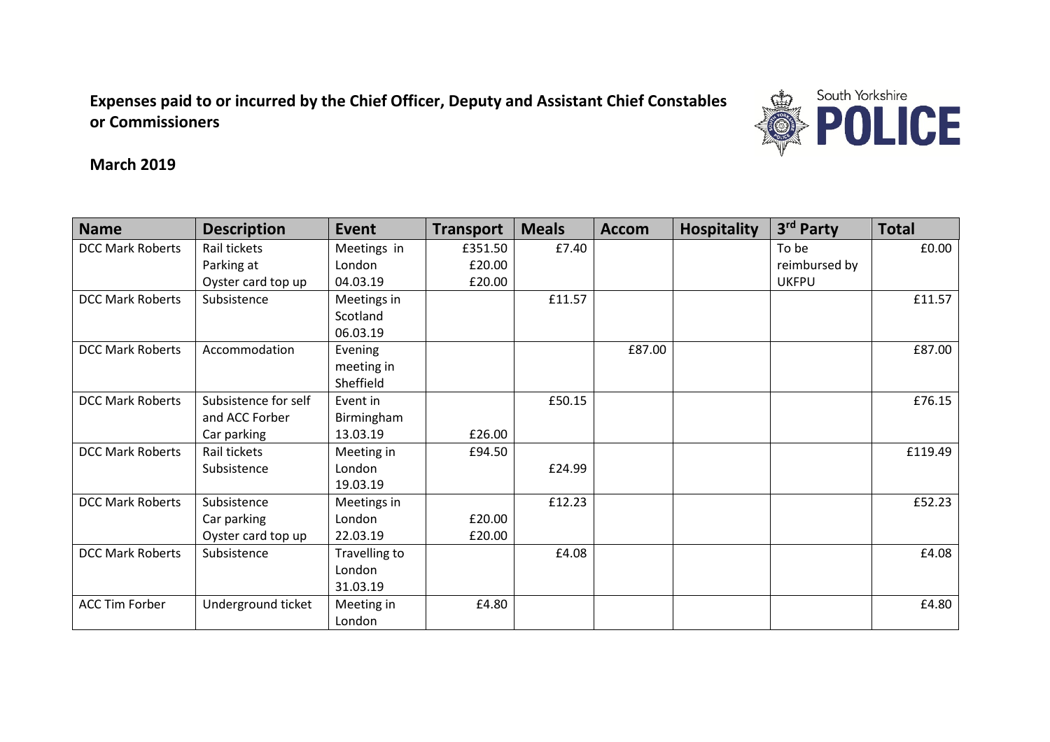**Expenses paid to or incurred by the Chief Officer, Deputy and Assistant Chief Constables or Commissioners**

**March 2019**

| Name | Description | Event | Transport | Meals | Accom | Hospitality | 3rd Party | Total |
|---|---|---|---|---|---|---|---|---|
| DCC Mark Roberts | Rail tickets<br>Parking at<br>Oyster card top up | Meetings in London 04.03.19 | £351.50<br>£20.00<br>£20.00 | £7.40 | | | To be reimbursed by UKFPU | £0.00 |
| DCC Mark Roberts | Subsistence | Meetings in Scotland 06.03.19 | | £11.57 | | | | £11.57 |
| DCC Mark Roberts | Accommodation | Evening meeting in Sheffield | | | £87.00 | | | £87.00 |
| DCC Mark Roberts | Subsistence for self and ACC Forber<br>Car parking | Event in Birmingham 13.03.19 | £26.00 | £50.15 | | | | £76.15 |
| DCC Mark Roberts | Rail tickets<br>Subsistence | Meeting in London 19.03.19 | £94.50 | £24.99 | | | | £119.49 |
| DCC Mark Roberts | Subsistence<br>Car parking<br>Oyster card top up | Meetings in London 22.03.19 | £20.00<br>£20.00 | £12.23 | | | | £52.23 |
| DCC Mark Roberts | Subsistence | Travelling to London 31.03.19 | | £4.08 | | | | £4.08 |
| ACC Tim Forber | Underground ticket | Meeting in London | £4.80 | | | | | £4.80 |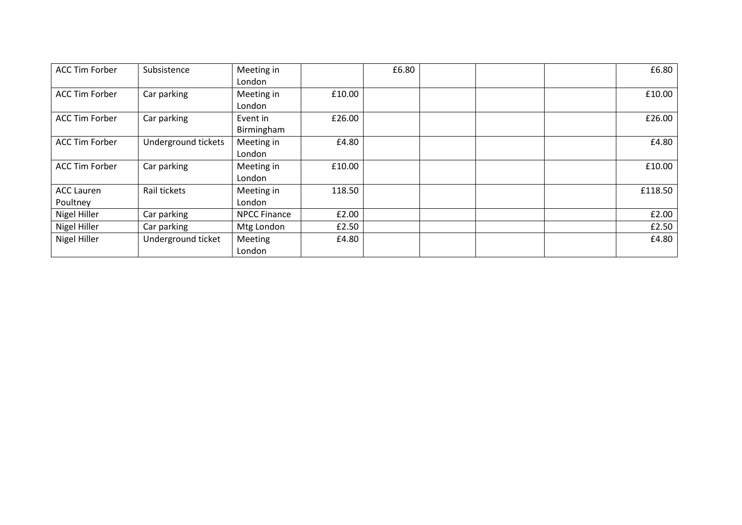| | | | | | | | | |
|---|---|---|---|---|---|---|---|---|
| ACC Tim Forber | Subsistence | Meeting in London | | £6.80 | | | | £6.80 |
| ACC Tim Forber | Car parking | Meeting in London | £10.00 | | | | | £10.00 |
| ACC Tim Forber | Car parking | Event in Birmingham | £26.00 | | | | | £26.00 |
| ACC Tim Forber | Underground tickets | Meeting in London | £4.80 | | | | | £4.80 |
| ACC Tim Forber | Car parking | Meeting in London | £10.00 | | | | | £10.00 |
| ACC Lauren Poultney | Rail tickets | Meeting in London | 118.50 | | | | | £118.50 |
| Nigel Hiller | Car parking | NPCC Finance | £2.00 | | | | | £2.00 |
| Nigel Hiller | Car parking | Mtg London | £2.50 | | | | | £2.50 |
| Nigel Hiller | Underground ticket | Meeting London | £4.80 | | | | | £4.80 |